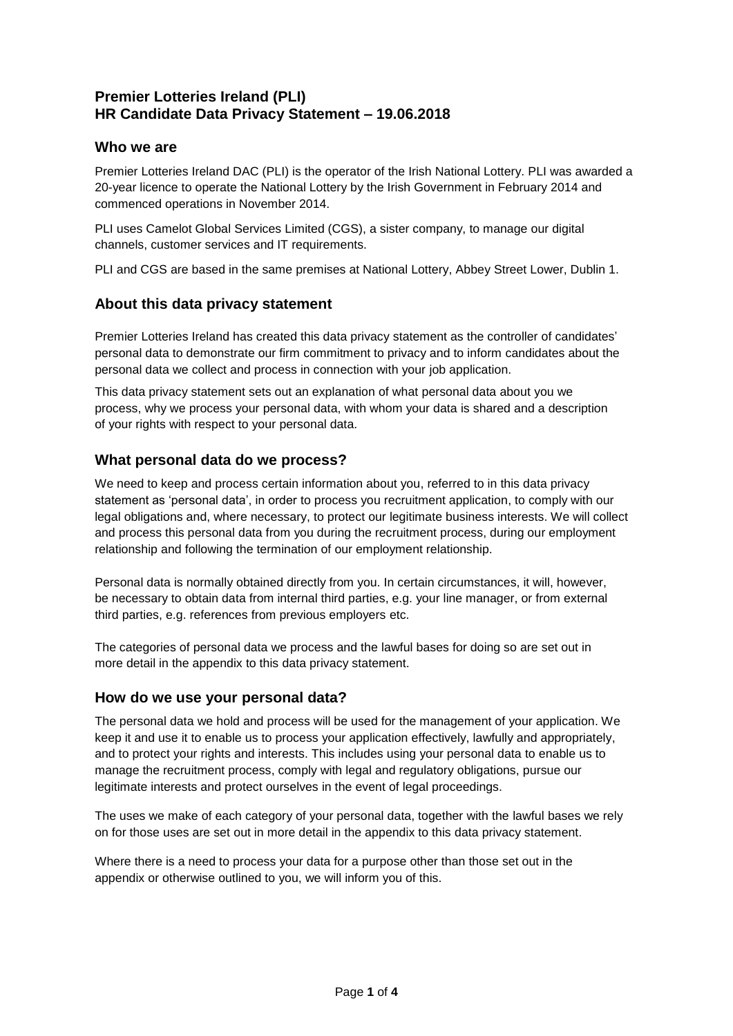# Premier Lotteries Ireland (PLI)
# HR Candidate Data Privacy Statement – 19.06.2018

## Who we are

Premier Lotteries Ireland DAC (PLI) is the operator of the Irish National Lottery. PLI was awarded a 20-year licence to operate the National Lottery by the Irish Government in February 2014 and commenced operations in November 2014.

PLI uses Camelot Global Services Limited (CGS), a sister company, to manage our digital channels, customer services and IT requirements.

PLI and CGS are based in the same premises at National Lottery, Abbey Street Lower, Dublin 1.

## About this data privacy statement

Premier Lotteries Ireland has created this data privacy statement as the controller of candidates' personal data to demonstrate our firm commitment to privacy and to inform candidates about the personal data we collect and process in connection with your job application.

This data privacy statement sets out an explanation of what personal data about you we process, why we process your personal data, with whom your data is shared and a description of your rights with respect to your personal data.

## What personal data do we process?

We need to keep and process certain information about you, referred to in this data privacy statement as 'personal data', in order to process you recruitment application, to comply with our legal obligations and, where necessary, to protect our legitimate business interests. We will collect and process this personal data from you during the recruitment process, during our employment relationship and following the termination of our employment relationship.

Personal data is normally obtained directly from you. In certain circumstances, it will, however, be necessary to obtain data from internal third parties, e.g. your line manager, or from external third parties, e.g. references from previous employers etc.

The categories of personal data we process and the lawful bases for doing so are set out in more detail in the appendix to this data privacy statement.

## How do we use your personal data?

The personal data we hold and process will be used for the management of your application. We keep it and use it to enable us to process your application effectively, lawfully and appropriately, and to protect your rights and interests. This includes using your personal data to enable us to manage the recruitment process, comply with legal and regulatory obligations, pursue our legitimate interests and protect ourselves in the event of legal proceedings.

The uses we make of each category of your personal data, together with the lawful bases we rely on for those uses are set out in more detail in the appendix to this data privacy statement.

Where there is a need to process your data for a purpose other than those set out in the appendix or otherwise outlined to you, we will inform you of this.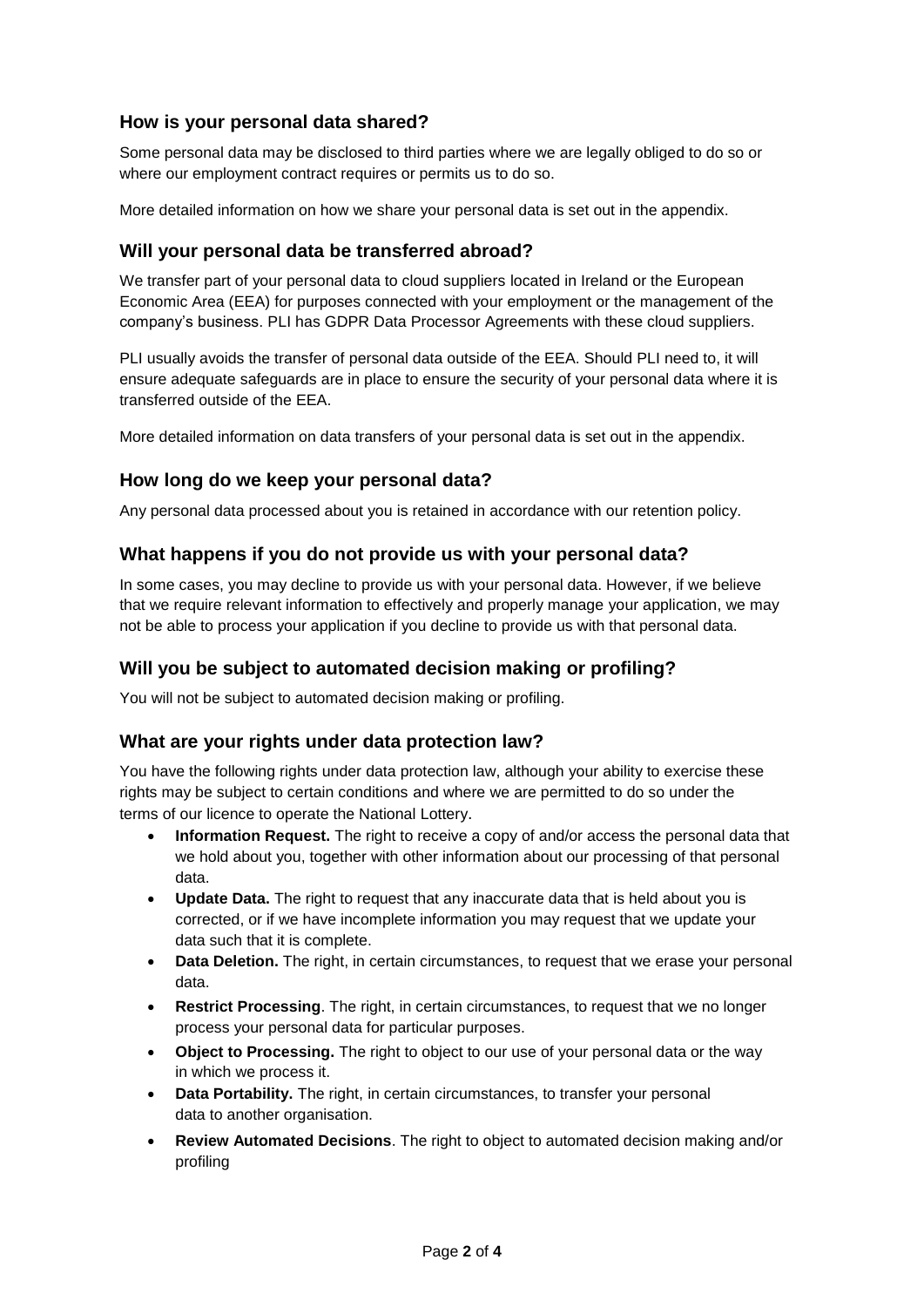## How is your personal data shared?

Some personal data may be disclosed to third parties where we are legally obliged to do so or where our employment contract requires or permits us to do so.

More detailed information on how we share your personal data is set out in the appendix.

## Will your personal data be transferred abroad?

We transfer part of your personal data to cloud suppliers located in Ireland or the European Economic Area (EEA) for purposes connected with your employment or the management of the company's business. PLI has GDPR Data Processor Agreements with these cloud suppliers.

PLI usually avoids the transfer of personal data outside of the EEA. Should PLI need to, it will ensure adequate safeguards are in place to ensure the security of your personal data where it is transferred outside of the EEA.

More detailed information on data transfers of your personal data is set out in the appendix.

## How long do we keep your personal data?

Any personal data processed about you is retained in accordance with our retention policy.

## What happens if you do not provide us with your personal data?

In some cases, you may decline to provide us with your personal data. However, if we believe that we require relevant information to effectively and properly manage your application, we may not be able to process your application if you decline to provide us with that personal data.

## Will you be subject to automated decision making or profiling?

You will not be subject to automated decision making or profiling.

## What are your rights under data protection law?

You have the following rights under data protection law, although your ability to exercise these rights may be subject to certain conditions and where we are permitted to do so under the terms of our licence to operate the National Lottery.

- **Information Request.** The right to receive a copy of and/or access the personal data that we hold about you, together with other information about our processing of that personal data.
- **Update Data.** The right to request that any inaccurate data that is held about you is corrected, or if we have incomplete information you may request that we update your data such that it is complete.
- **Data Deletion.** The right, in certain circumstances, to request that we erase your personal data.
- **Restrict Processing**. The right, in certain circumstances, to request that we no longer process your personal data for particular purposes.
- **Object to Processing.** The right to object to our use of your personal data or the way in which we process it.
- **Data Portability.** The right, in certain circumstances, to transfer your personal data to another organisation.
- **Review Automated Decisions**. The right to object to automated decision making and/or profiling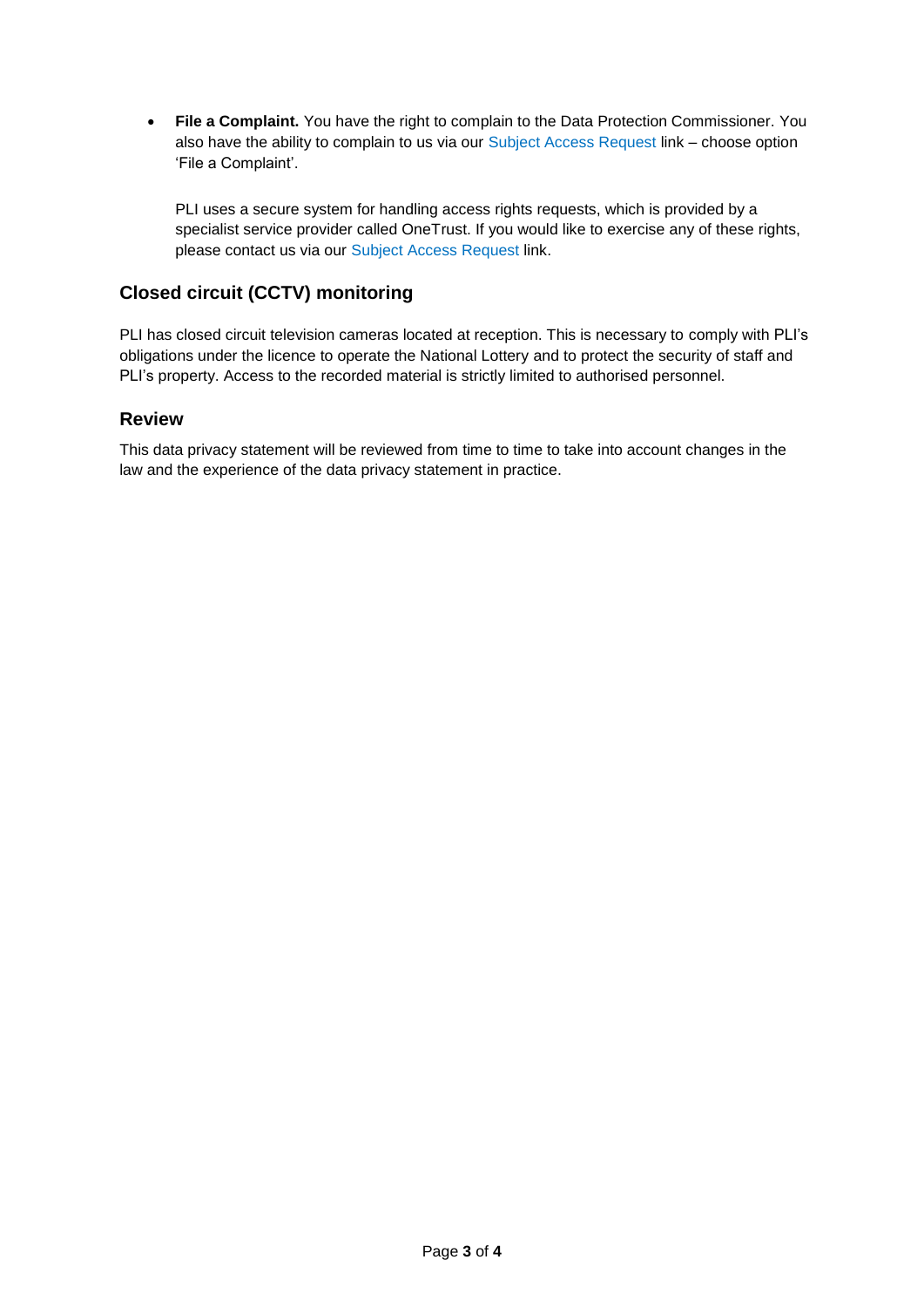- **File a Complaint.** You have the right to complain to the Data Protection Commissioner. You also have the ability to complain to us via our Subject Access Request link – choose option 'File a Complaint'.

  PLI uses a secure system for handling access rights requests, which is provided by a specialist service provider called OneTrust. If you would like to exercise any of these rights, please contact us via our Subject Access Request link.

## Closed circuit (CCTV) monitoring

PLI has closed circuit television cameras located at reception. This is necessary to comply with PLI's obligations under the licence to operate the National Lottery and to protect the security of staff and PLI's property. Access to the recorded material is strictly limited to authorised personnel.

## Review

This data privacy statement will be reviewed from time to time to take into account changes in the law and the experience of the data privacy statement in practice.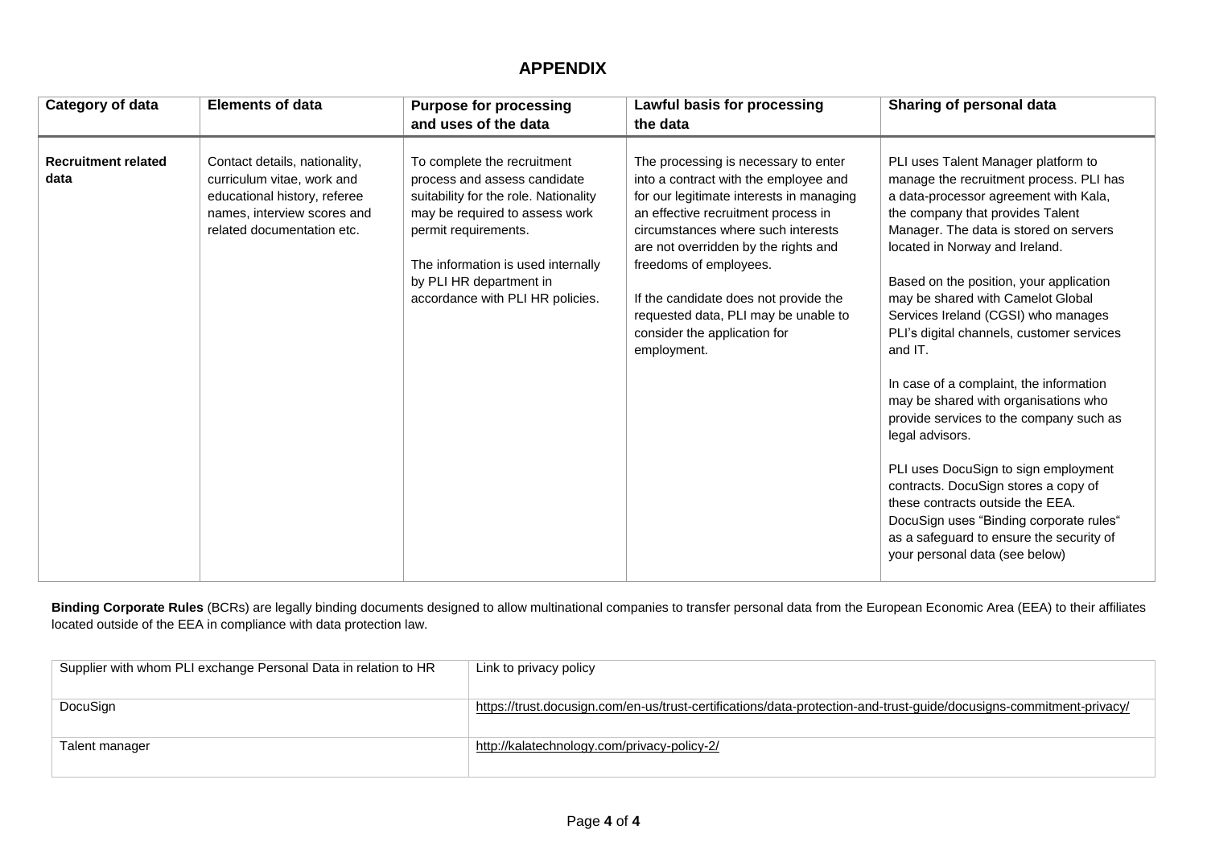# APPENDIX

| Category of data | Elements of data | Purpose for processing and uses of the data | Lawful basis for processing the data | Sharing of personal data |
|---|---|---|---|---|
| **Recruitment related data** | Contact details, nationality, curriculum vitae, work and educational history, referee names, interview scores and related documentation etc. | To complete the recruitment process and assess candidate suitability for the role. Nationality may be required to assess work permit requirements.<br><br>The information is used internally by PLI HR department in accordance with PLI HR policies. | The processing is necessary to enter into a contract with the employee and for our legitimate interests in managing an effective recruitment process in circumstances where such interests are not overridden by the rights and freedoms of employees.<br><br>If the candidate does not provide the requested data, PLI may be unable to consider the application for employment. | PLI uses Talent Manager platform to manage the recruitment process. PLI has a data-processor agreement with Kala, the company that provides Talent Manager. The data is stored on servers located in Norway and Ireland.<br><br>Based on the position, your application may be shared with Camelot Global Services Ireland (CGSI) who manages PLI's digital channels, customer services and IT.<br><br>In case of a complaint, the information may be shared with organisations who provide services to the company such as legal advisors.<br><br>PLI uses DocuSign to sign employment contracts. DocuSign stores a copy of these contracts outside the EEA. DocuSign uses "Binding corporate rules" as a safeguard to ensure the security of your personal data (see below) |

**Binding Corporate Rules** (BCRs) are legally binding documents designed to allow multinational companies to transfer personal data from the European Economic Area (EEA) to their affiliates located outside of the EEA in compliance with data protection law.

| Supplier with whom PLI exchange Personal Data in relation to HR | Link to privacy policy |
|---|---|
| DocuSign | https://trust.docusign.com/en-us/trust-certifications/data-protection-and-trust-guide/docusigns-commitment-privacy/ |
| Talent manager | http://kalatechnology.com/privacy-policy-2/ |